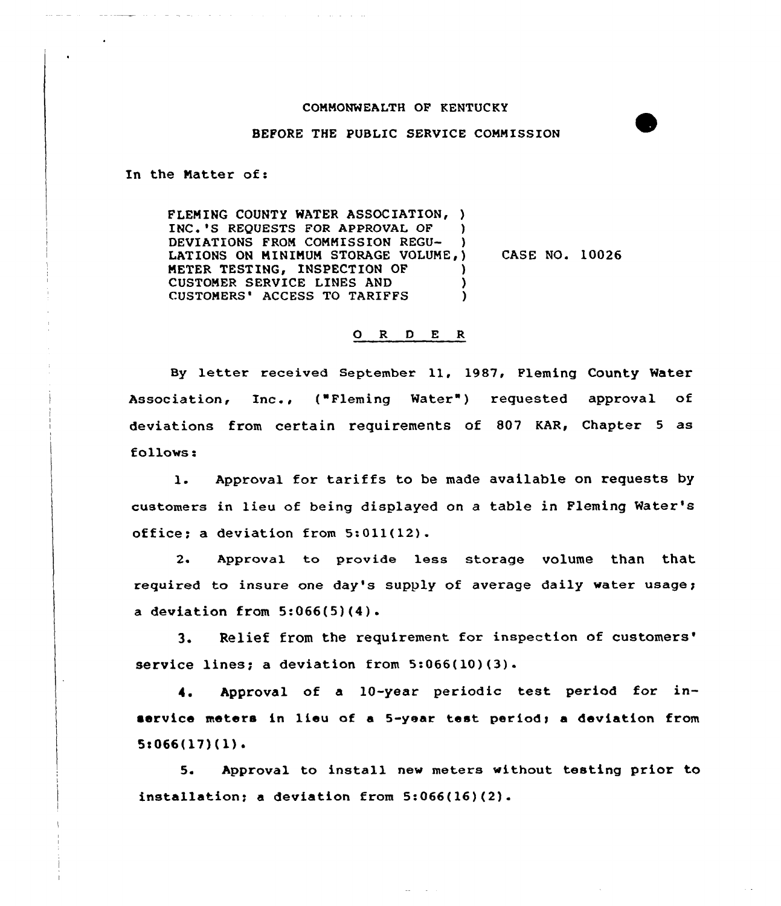COMMONWEALTH OF KENTUCKY

BEFORE THE PUBLIC SERVICE COMMISSION

In the Matter of:

FLEMING COUNTY WATER ASSOCIATION, INC.'S REQUESTS FOR APPROVAL OF DEVIATIONS FROM COMMISSION REGULATIONS ON MINIMUM STORAGE VOLUME, METER TESTING, INSPECTION OF CUSTOMER SERVICE LINES AND CUSTOMERS' ACCESS TO TARIFFS

CASE NO. 10026

O R D E R

By letter received September 11, 1987, Fleming County Water Association, Inc., ("Fleming Water") requested approval of deviations from certain requirements of 807 KAR, Chapter 5 as follows:

1. Approval for tariffs to be made available on requests by customers in lieu of being displayed on a table in Fleming Water's office; a deviation from 5:011(12).

2. Approval to provide less storage volume than that required to insure one day's supply of average daily water usage; a deviation from 5:066(5)(4).

3. Relief from the requirement for inspection of customers' service lines; a deviation from 5:066(10)(3).

4. Approval of a 10-year periodic test period for in-service meters in lieu of a 5-year test period; a deviation from 5:066(17)(1).

5. Approval to install new meters without testing prior to installation; a deviation from 5:066(16)(2).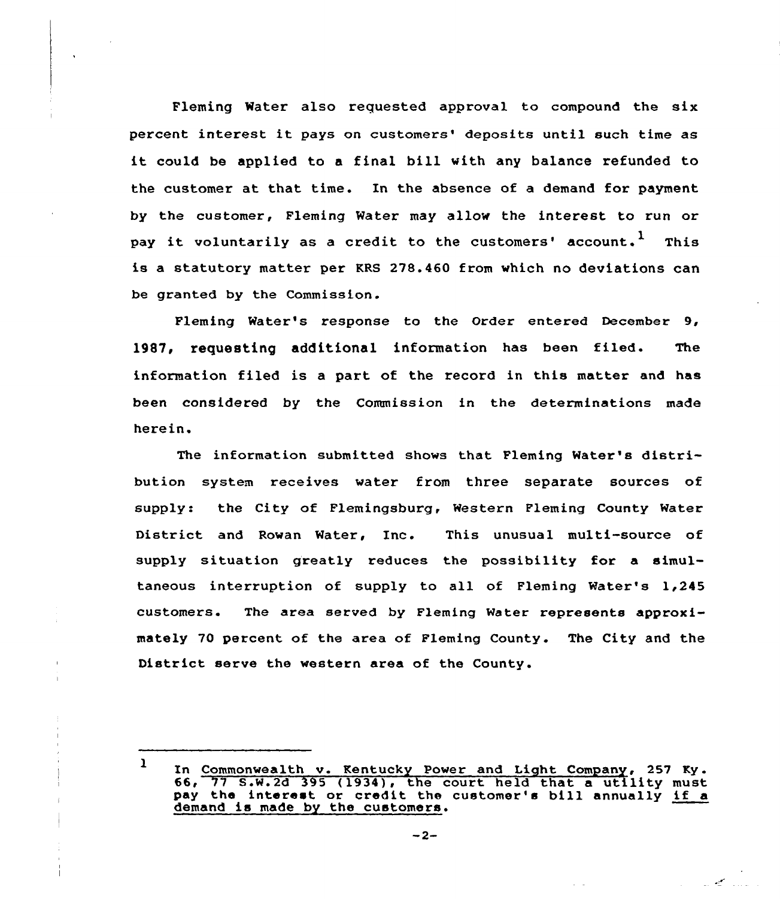Fleming Water also requested approval to compound the six percent interest it pays on customers' deposits until such time as it could be applied to a final bill with any balance refunded to the customer at that time. In the absence of a demand for payment by the customer, Fleming Water may allow the interest to run or pay it voluntarily as a credit to the customers' account.[1] This is a statutory matter per KRS 278.460 from which no deviations can be granted by the Commission.

Fleming Water's response to the Order entered December 9, 1987, requesting additional information has been filed. The information filed is a part of the record in this matter and has been considered by the Commission in the determinations made herein.

The information submitted shows that Fleming Water's distribution system receives water from three separate sources of supply: the City of Flemingsburg, Western Fleming County Water District and Rowan Water, Inc. This unusual multi-source of supply situation greatly reduces the possibility for a simultaneous interruption of supply to all of Fleming Water's 1,245 customers. The area served by Fleming Water represents approximately 70 percent of the area of Fleming County. The City and the District serve the western area of the County.

---

[1] In Commonwealth v. Kentucky Power and Light Company, 257 Ky. 66, 77 S.W.2d 395 (1934), the court held that a utility must pay the interest or credit the customer's bill annually <u>if a demand is made by the customers</u>.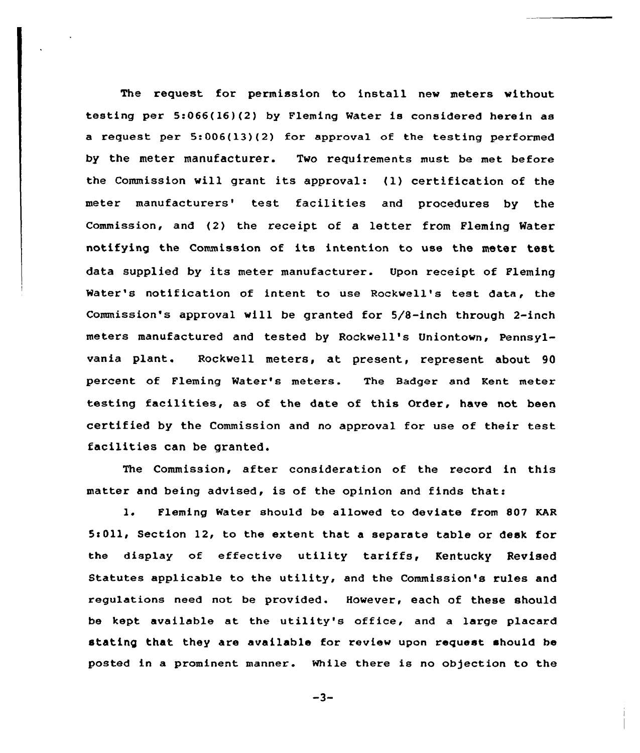The request for permission to install new meters without testing per 5:066(16)(2) by Fleming Water is considered herein as a request per 5:006(13)(2) for approval of the testing performed by the meter manufacturer. Two requirements must be met before the Commission will grant its approval: (1) certification of the meter manufacturers' test facilities and procedures by the Commission, and (2) the receipt of a letter from Fleming Water notifying the Commission of its intention to use the meter test data supplied by its meter manufacturer. Upon receipt of Fleming Water's notification of intent to use Rockwell's test data, the Commission's approval will be granted for 5/8-inch through 2-inch meters manufactured and tested by Rockwell's Uniontown, Pennsylvania plant. Rockwell meters, at present, represent about 90 percent of Fleming Water's meters. The Badger and Kent meter testing facilities, as of the date of this Order, have not been certified by the Commission and no approval for use of their test facilities can be granted.

The Commission, after consideration of the record in this matter and being advised, is of the opinion and finds that:

1. Fleming Water should be allowed to deviate from 807 KAR 5:011, Section 12, to the extent that a separate table or desk for the display of effective utility tariffs, Kentucky Revised Statutes applicable to the utility, and the Commission's rules and regulations need not be provided. However, each of these should be kept available at the utility's office, and a large placard stating that they are available for review upon request should be posted in a prominent manner. While there is no objection to the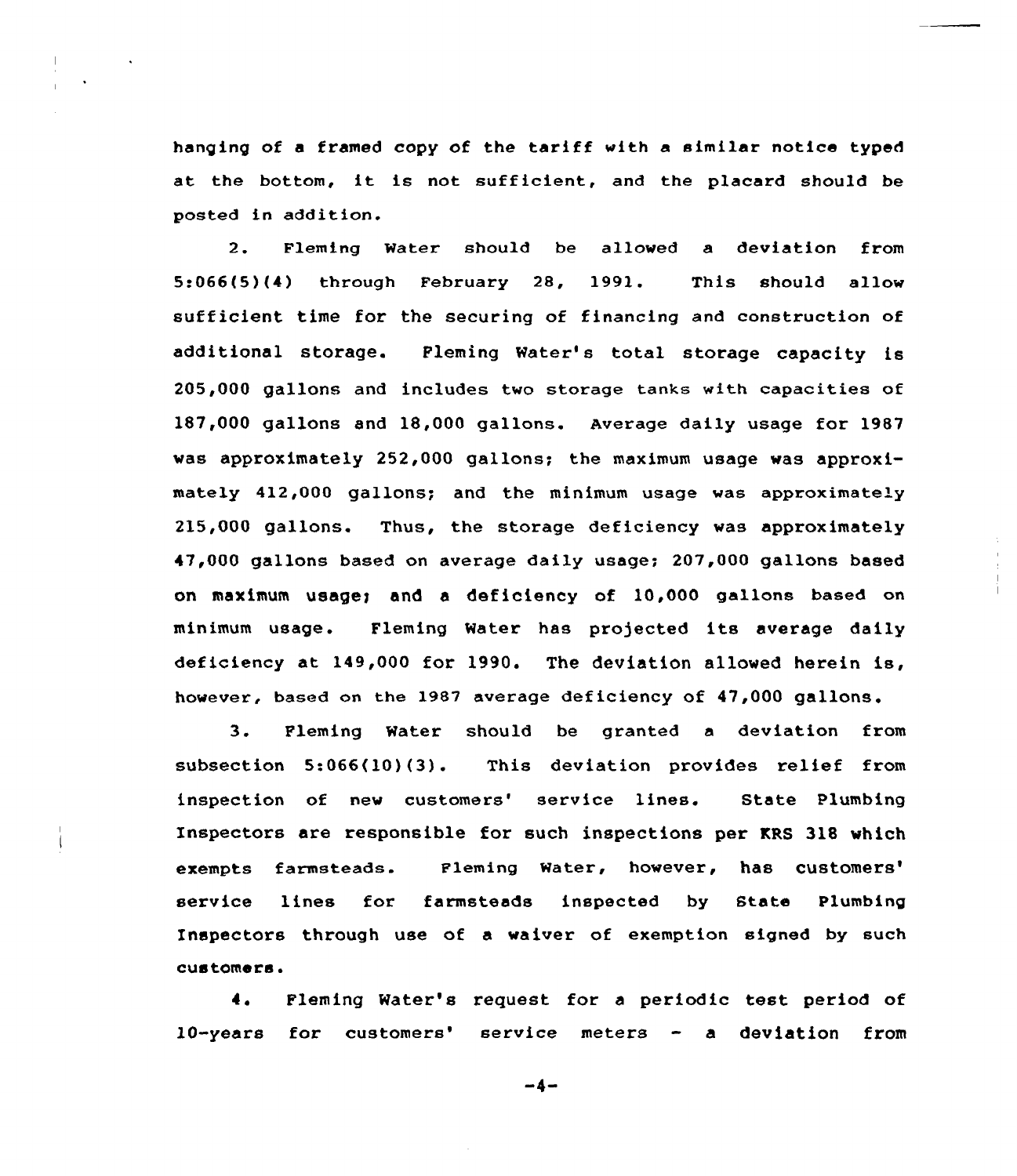hanging of a framed copy of the tariff with a similar notice typed at the bottom, it is not sufficient, and the placard should be posted in addition.

2. Fleming Water should be allowed a deviation from 5:066(5)(4) through February 28, 1991. This should allow sufficient time for the securing of financing and construction of additional storage. Fleming Water's total storage capacity is 205,000 gallons and includes two storage tanks with capacities of 187,000 gallons and 18,000 gallons. Average daily usage for 1987 was approximately 252,000 gallons; the maximum usage was approximately 412,000 gallons; and the minimum usage was approximately 215,000 gallons. Thus, the storage deficiency was approximately 47,000 gallons based on average daily usage; 207,000 gallons based on maximum usage; and a deficiency of 10,000 gallons based on minimum usage. Fleming Water has projected its average daily deficiency at 149,000 for 1990. The deviation allowed herein is, however, based on the 1987 average deficiency of 47,000 gallons.

3. Fleming Water should be granted a deviation from subsection 5:066(10)(3). This deviation provides relief from inspection of new customers' service lines. State Plumbing Inspectors are responsible for such inspections per KRS 318 which exempts farmsteads. Fleming Water, however, has customers' service lines for farmsteads inspected by State Plumbing Inspectors through use of a waiver of exemption signed by such customers.

4. Fleming Water's request for a periodic test period of 10-years for customers' service meters - a deviation from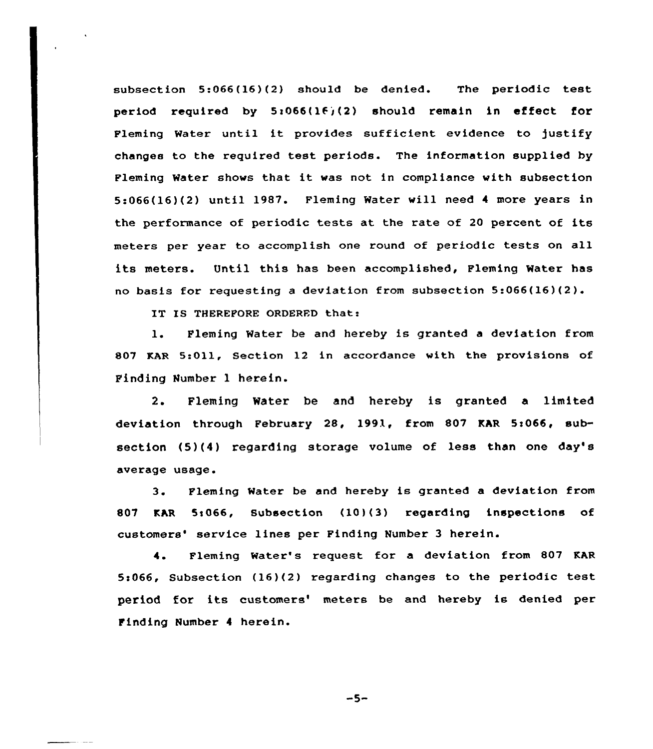subsection 5:066(16)(2) should be denied. The periodic test period required by 5:066(16)(2) should remain in effect for Fleming Water until it provides sufficient evidence to justify changes to the required test periods. The information supplied by Fleming Water shows that it was not in compliance with subsection 5:066(16)(2) until 1987. Fleming Water will need 4 more years in the performance of periodic tests at the rate of 20 percent of its meters per year to accomplish one round of periodic tests on all its meters. Until this has been accomplished, Fleming Water has no basis for requesting a deviation from subsection 5:066(16)(2).

IT IS THEREFORE ORDERED that:

1. Fleming Water be and hereby is granted a deviation from 807 KAR 5:011, Section 12 in accordance with the provisions of Finding Number 1 herein.

2. Fleming Water be and hereby is granted a limited deviation through February 28, 1991, from 807 KAR 5:066, subsection (5)(4) regarding storage volume of less than one day's average usage.

3. Fleming Water be and hereby is granted a deviation from 807 KAR 5:066, Subsection (10)(3) regarding inspections of customers' service lines per Finding Number 3 herein.

4. Fleming Water's request for a deviation from 807 KAR 5:066, Subsection (16)(2) regarding changes to the periodic test period for its customers' meters be and hereby is denied per Finding Number 4 herein.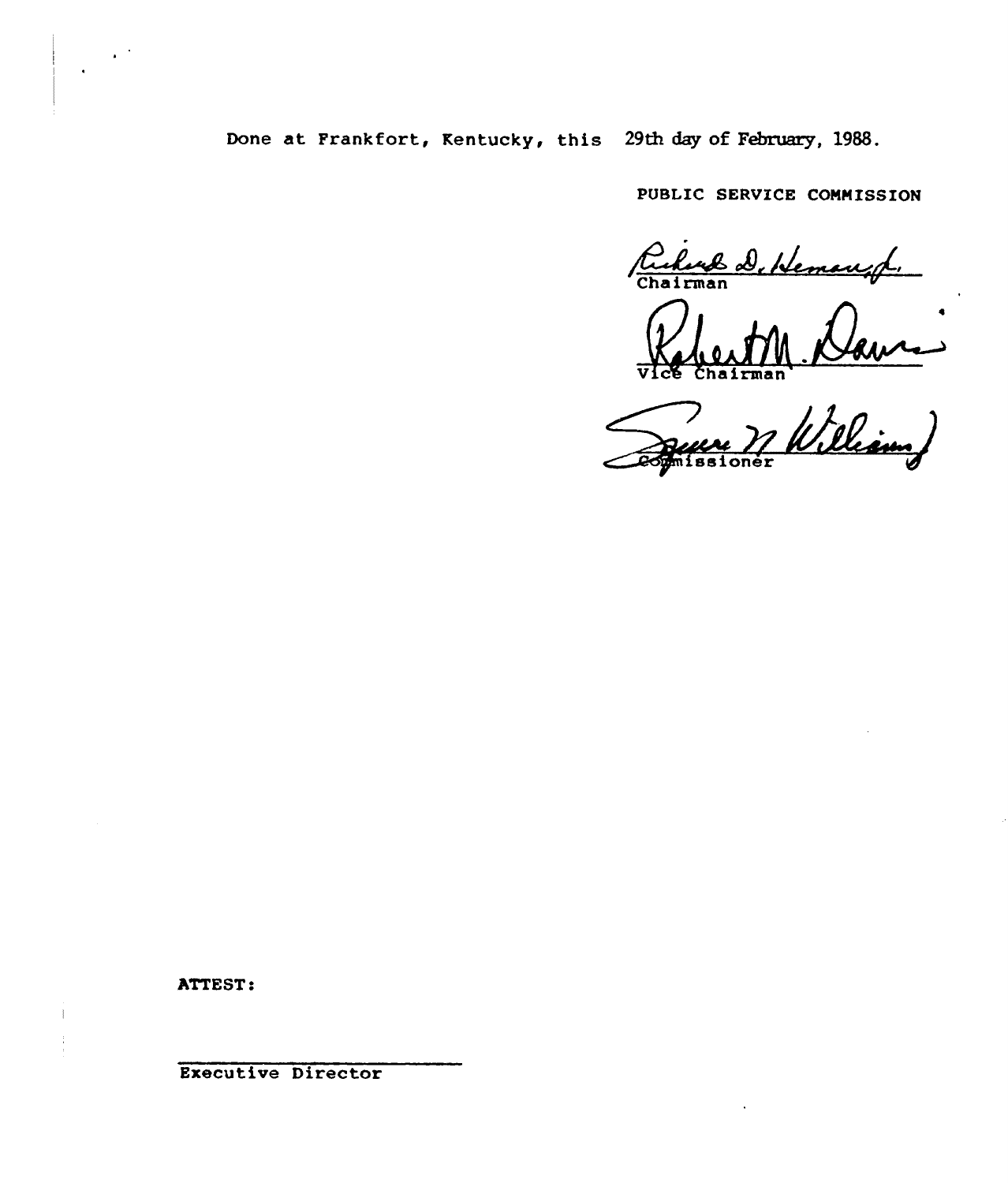Done at Frankfort, Kentucky, this 29th day of February, 1988.

PUBLIC SERVICE COMMISSION

Chairman

Vice Chairman

Commissioner

ATTEST:

Executive Director